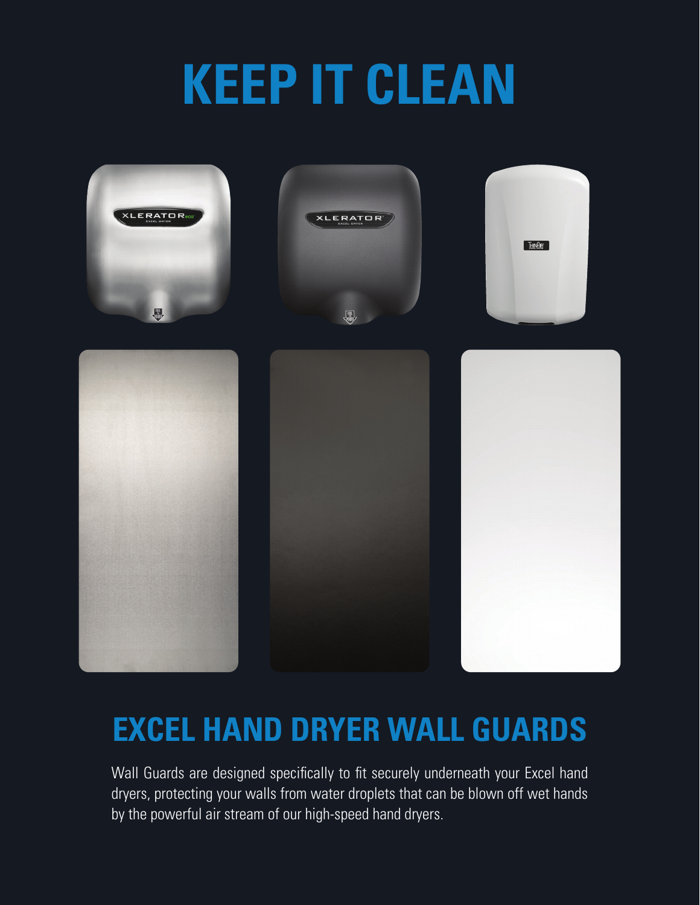# KEEP IT CLEAN

## EXCEL HAND DRYER WALL GUARDS

Wall Guards are designed specifically to fit securely underneath your Excel hand dryers, protecting your walls from water droplets that can be blown off wet hands by the powerful air stream of our high-speed hand dryers.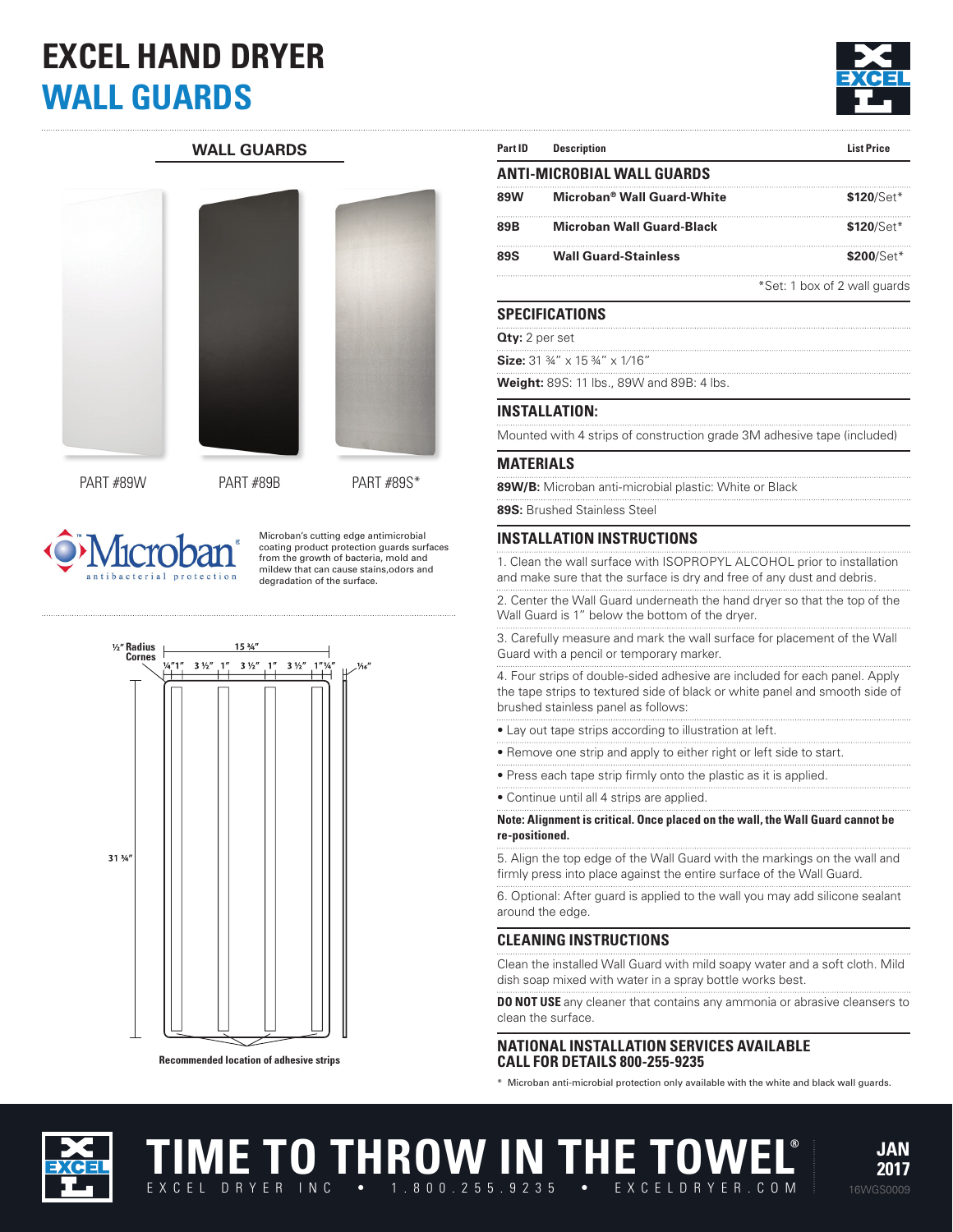# EXCEL HAND DRYER
# WALL GUARDS

## WALL GUARDS

PART #89W

PART #89B

PART #89S*

Microban antibacterial protection

Microban's cutting edge antimicrobial coating product protection guards surfaces from the growth of bacteria, mold and mildew that can cause stains,odors and degradation of the surface.

½" Radius Cornes

15 ¾"

¼" 1" 3 ½" 1" 3 ½" 1" 3 ½" 1" 1¼"

1⁄16"

31 ¾"

Recommended location of adhesive strips

| Part ID | Description | List Price |
|---|---|---|
| **ANTI-MICROBIAL WALL GUARDS** | | |
| **89W** | **Microban® Wall Guard-White** | **$120**/Set* |
| **89B** | **Microban Wall Guard-Black** | **$120**/Set* |
| **89S** | **Wall Guard-Stainless** | **$200**/Set* |

*Set: 1 box of 2 wall guards

## SPECIFICATIONS

**Qty:** 2 per set

**Size:** 31 ¾" x 15 ¾" x 1/16"

**Weight:** 89S: 11 lbs., 89W and 89B: 4 lbs.

## INSTALLATION:

Mounted with 4 strips of construction grade 3M adhesive tape (included)

## MATERIALS

**89W/B:** Microban anti-microbial plastic: White or Black

**89S:** Brushed Stainless Steel

## INSTALLATION INSTRUCTIONS

1. Clean the wall surface with ISOPROPYL ALCOHOL prior to installation and make sure that the surface is dry and free of any dust and debris.

2. Center the Wall Guard underneath the hand dryer so that the top of the Wall Guard is 1" below the bottom of the dryer.

3. Carefully measure and mark the wall surface for placement of the Wall Guard with a pencil or temporary marker.

4. Four strips of double-sided adhesive are included for each panel. Apply the tape strips to textured side of black or white panel and smooth side of brushed stainless panel as follows:

- Lay out tape strips according to illustration at left.
- Remove one strip and apply to either right or left side to start.
- Press each tape strip firmly onto the plastic as it is applied.
- Continue until all 4 strips are applied.

**Note: Alignment is critical. Once placed on the wall, the Wall Guard cannot be re-positioned.**

5. Align the top edge of the Wall Guard with the markings on the wall and firmly press into place against the entire surface of the Wall Guard.

6. Optional: After guard is applied to the wall you may add silicone sealant around the edge.

## CLEANING INSTRUCTIONS

Clean the installed Wall Guard with mild soapy water and a soft cloth. Mild dish soap mixed with water in a spray bottle works best.

**DO NOT USE** any cleaner that contains any ammonia or abrasive cleansers to clean the surface.

## NATIONAL INSTALLATION SERVICES AVAILABLE
## CALL FOR DETAILS 800-255-9235

* Microban anti-microbial protection only available with the white and black wall guards.

**TIME TO THROW IN THE TOWEL®**

EXCEL DRYER INC • 1.800.255.9235 • EXCELDRYER.COM

JAN 2017

16WGS0009